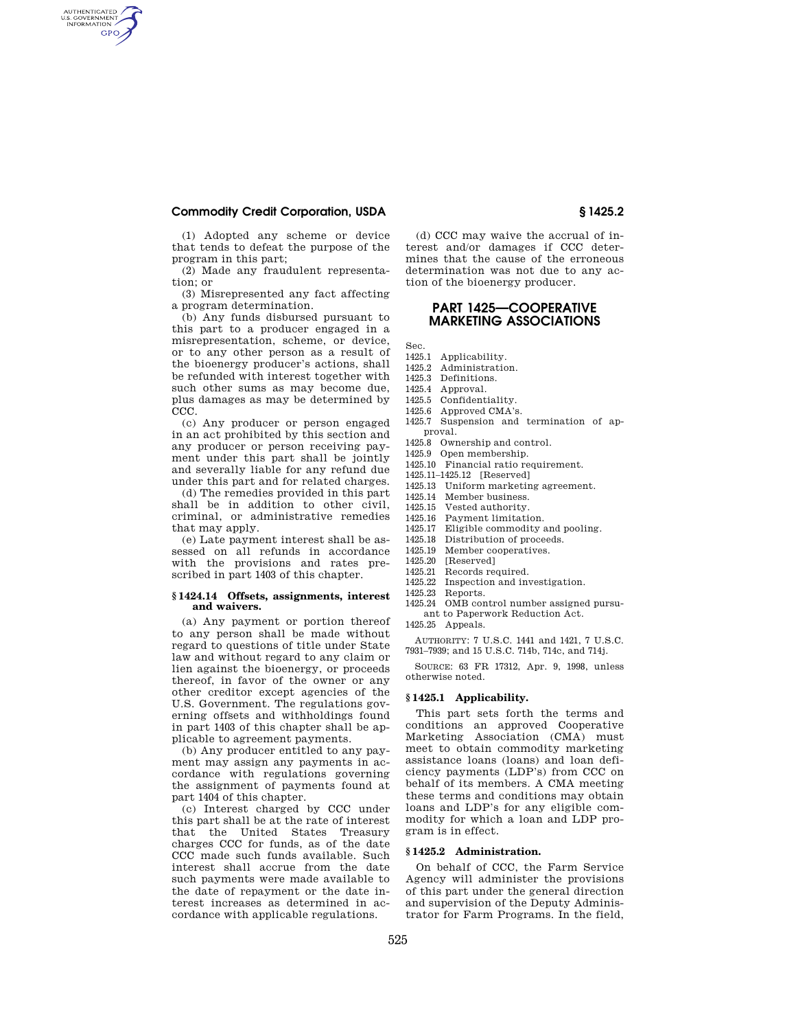(1) Adopted any scheme or device that tends to defeat the purpose of the program in this part;

(2) Made any fraudulent representation; or

(3) Misrepresented any fact affecting a program determination.

(b) Any funds disbursed pursuant to this part to a producer engaged in a misrepresentation, scheme, or device, or to any other person as a result of the bioenergy producer's actions, shall be refunded with interest together with such other sums as may become due, plus damages as may be determined by CCC.

(c) Any producer or person engaged in an act prohibited by this section and any producer or person receiving payment under this part shall be jointly and severally liable for any refund due under this part and for related charges.

(d) The remedies provided in this part shall be in addition to other civil, criminal, or administrative remedies that may apply.

(e) Late payment interest shall be assessed on all refunds in accordance with the provisions and rates prescribed in part 1403 of this chapter.

**§ 1424.14 Offsets, assignments, interest and waivers.**

(a) Any payment or portion thereof to any person shall be made without regard to questions of title under State law and without regard to any claim or lien against the bioenergy, or proceeds thereof, in favor of the owner or any other creditor except agencies of the U.S. Government. The regulations governing offsets and withholdings found in part 1403 of this chapter shall be applicable to agreement payments.

(b) Any producer entitled to any payment may assign any payments in accordance with regulations governing the assignment of payments found at part 1404 of this chapter.

(c) Interest charged by CCC under this part shall be at the rate of interest that the United States Treasury charges CCC for funds, as of the date CCC made such funds available. Such interest shall accrue from the date such payments were made available to the date of repayment or the date interest increases as determined in accordance with applicable regulations.

(d) CCC may waive the accrual of interest and/or damages if CCC determines that the cause of the erroneous determination was not due to any action of the bioenergy producer.

## PART 1425—COOPERATIVE MARKETING ASSOCIATIONS

Sec.
1425.1 Applicability.
1425.2 Administration.
1425.3 Definitions.
1425.4 Approval.
1425.5 Confidentiality.
1425.6 Approved CMA's.
1425.7 Suspension and termination of approval.
1425.8 Ownership and control.
1425.9 Open membership.
1425.10 Financial ratio requirement.
1425.11–1425.12 [Reserved]
1425.13 Uniform marketing agreement.
1425.14 Member business.
1425.15 Vested authority.
1425.16 Payment limitation.
1425.17 Eligible commodity and pooling.
1425.18 Distribution of proceeds.
1425.19 Member cooperatives.
1425.20 [Reserved]
1425.21 Records required.
1425.22 Inspection and investigation.
1425.23 Reports.
1425.24 OMB control number assigned pursuant to Paperwork Reduction Act.
1425.25 Appeals.

AUTHORITY: 7 U.S.C. 1441 and 1421, 7 U.S.C. 7931–7939; and 15 U.S.C. 714b, 714c, and 714j.

SOURCE: 63 FR 17312, Apr. 9, 1998, unless otherwise noted.

**§ 1425.1 Applicability.**

This part sets forth the terms and conditions an approved Cooperative Marketing Association (CMA) must meet to obtain commodity marketing assistance loans (loans) and loan deficiency payments (LDP's) from CCC on behalf of its members. A CMA meeting these terms and conditions may obtain loans and LDP's for any eligible commodity for which a loan and LDP program is in effect.

**§ 1425.2 Administration.**

On behalf of CCC, the Farm Service Agency will administer the provisions of this part under the general direction and supervision of the Deputy Administrator for Farm Programs. In the field,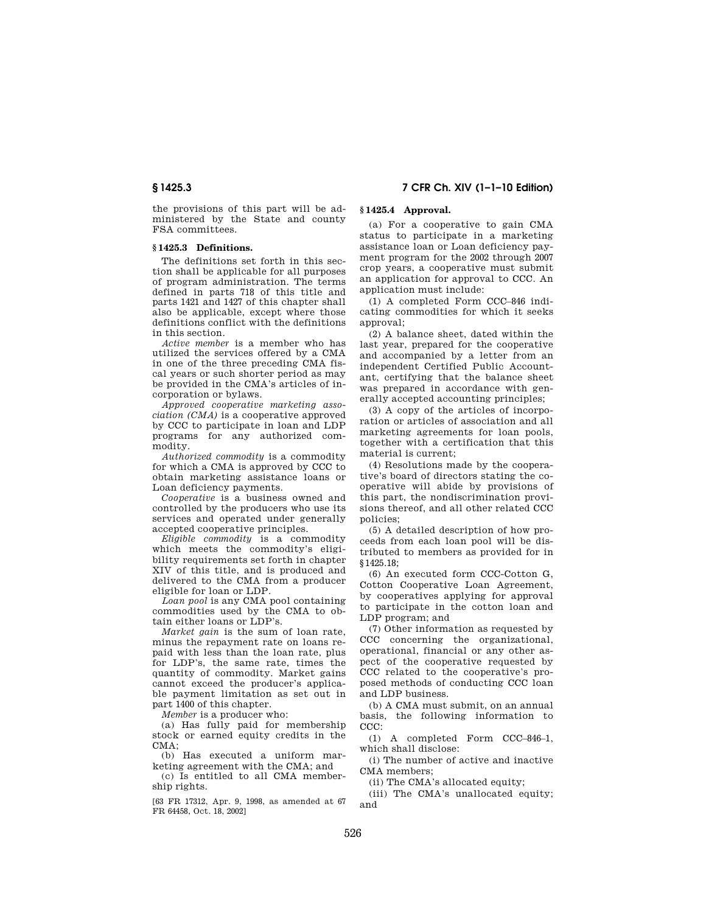the provisions of this part will be administered by the State and county FSA committees.

### § 1425.3 Definitions.

The definitions set forth in this section shall be applicable for all purposes of program administration. The terms defined in parts 718 of this title and parts 1421 and 1427 of this chapter shall also be applicable, except where those definitions conflict with the definitions in this section.

*Active member* is a member who has utilized the services offered by a CMA in one of the three preceding CMA fiscal years or such shorter period as may be provided in the CMA's articles of incorporation or bylaws.

*Approved cooperative marketing association (CMA)* is a cooperative approved by CCC to participate in loan and LDP programs for any authorized commodity.

*Authorized commodity* is a commodity for which a CMA is approved by CCC to obtain marketing assistance loans or Loan deficiency payments.

*Cooperative* is a business owned and controlled by the producers who use its services and operated under generally accepted cooperative principles.

*Eligible commodity* is a commodity which meets the commodity's eligibility requirements set forth in chapter XIV of this title, and is produced and delivered to the CMA from a producer eligible for loan or LDP.

*Loan pool* is any CMA pool containing commodities used by the CMA to obtain either loans or LDP's.

*Market gain* is the sum of loan rate, minus the repayment rate on loans repaid with less than the loan rate, plus for LDP's, the same rate, times the quantity of commodity. Market gains cannot exceed the producer's applicable payment limitation as set out in part 1400 of this chapter.

*Member* is a producer who:

(a) Has fully paid for membership stock or earned equity credits in the CMA;

(b) Has executed a uniform marketing agreement with the CMA; and

(c) Is entitled to all CMA membership rights.

[63 FR 17312, Apr. 9, 1998, as amended at 67 FR 64458, Oct. 18, 2002]

### § 1425.4 Approval.

(a) For a cooperative to gain CMA status to participate in a marketing assistance loan or Loan deficiency payment program for the 2002 through 2007 crop years, a cooperative must submit an application for approval to CCC. An application must include:

(1) A completed Form CCC–846 indicating commodities for which it seeks approval;

(2) A balance sheet, dated within the last year, prepared for the cooperative and accompanied by a letter from an independent Certified Public Accountant, certifying that the balance sheet was prepared in accordance with generally accepted accounting principles;

(3) A copy of the articles of incorporation or articles of association and all marketing agreements for loan pools, together with a certification that this material is current;

(4) Resolutions made by the cooperative's board of directors stating the cooperative will abide by provisions of this part, the nondiscrimination provisions thereof, and all other related CCC policies;

(5) A detailed description of how proceeds from each loan pool will be distributed to members as provided for in § 1425.18;

(6) An executed form CCC-Cotton G, Cotton Cooperative Loan Agreement, by cooperatives applying for approval to participate in the cotton loan and LDP program; and

(7) Other information as requested by CCC concerning the organizational, operational, financial or any other aspect of the cooperative requested by CCC related to the cooperative's proposed methods of conducting CCC loan and LDP business.

(b) A CMA must submit, on an annual basis, the following information to CCC:

(1) A completed Form CCC–846–1, which shall disclose:

(i) The number of active and inactive CMA members;

(ii) The CMA's allocated equity;

(iii) The CMA's unallocated equity; and